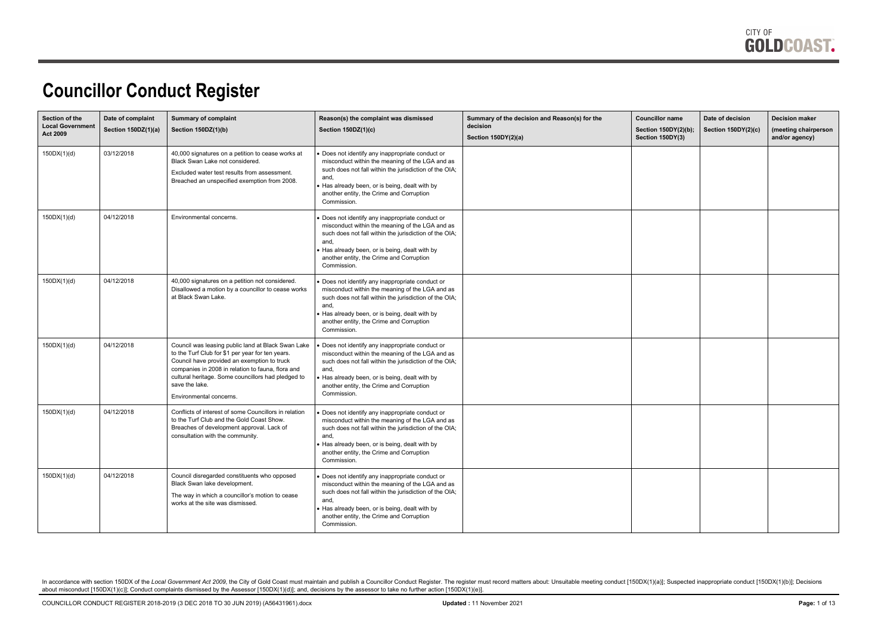# Councillor Conduct Register

| Section of the Local Government Act 2009 | Date of complaint Section 150DZ(1)(a) | Summary of complaint Section 150DZ(1)(b) | Reason(s) the complaint was dismissed Section 150DZ(1)(c) | Summary of the decision and Reason(s) for the decision Section 150DY(2)(a) | Councillor name Section 150DY(2)(b); Section 150DY(3) | Date of decision Section 150DY(2)(c) | Decision maker (meeting chairperson and/or agency) |
|---|---|---|---|---|---|---|---|
| 150DX(1)(d) | 03/12/2018 | 40,000 signatures on a petition to cease works at Black Swan Lake not considered.<br>Excluded water test results from assessment.<br>Breached an unspecified exemption from 2008. | • Does not identify any inappropriate conduct or misconduct within the meaning of the LGA and as such does not fall within the jurisdiction of the OIA; and,<br>• Has already been, or is being, dealt with by another entity, the Crime and Corruption Commission. | | | | |
| 150DX(1)(d) | 04/12/2018 | Environmental concerns. | • Does not identify any inappropriate conduct or misconduct within the meaning of the LGA and as such does not fall within the jurisdiction of the OIA; and,<br>• Has already been, or is being, dealt with by another entity, the Crime and Corruption Commission. | | | | |
| 150DX(1)(d) | 04/12/2018 | 40,000 signatures on a petition not considered. Disallowed a motion by a councillor to cease works at Black Swan Lake. | • Does not identify any inappropriate conduct or misconduct within the meaning of the LGA and as such does not fall within the jurisdiction of the OIA; and,<br>• Has already been, or is being, dealt with by another entity, the Crime and Corruption Commission. | | | | |
| 150DX(1)(d) | 04/12/2018 | Council was leasing public land at Black Swan Lake to the Turf Club for $1 per year for ten years. Council have provided an exemption to truck companies in 2008 in relation to fauna, flora and cultural heritage. Some councillors had pledged to save the lake.<br>Environmental concerns. | • Does not identify any inappropriate conduct or misconduct within the meaning of the LGA and as such does not fall within the jurisdiction of the OIA; and,<br>• Has already been, or is being, dealt with by another entity, the Crime and Corruption Commission. | | | | |
| 150DX(1)(d) | 04/12/2018 | Conflicts of interest of some Councillors in relation to the Turf Club and the Gold Coast Show. Breaches of development approval. Lack of consultation with the community. | • Does not identify any inappropriate conduct or misconduct within the meaning of the LGA and as such does not fall within the jurisdiction of the OIA; and,<br>• Has already been, or is being, dealt with by another entity, the Crime and Corruption Commission. | | | | |
| 150DX(1)(d) | 04/12/2018 | Council disregarded constituents who opposed Black Swan lake development.<br>The way in which a councillor's motion to cease works at the site was dismissed. | • Does not identify any inappropriate conduct or misconduct within the meaning of the LGA and as such does not fall within the jurisdiction of the OIA; and,<br>• Has already been, or is being, dealt with by another entity, the Crime and Corruption Commission. | | | | |

In accordance with section 150DX of the *Local Government Act 2009*, the City of Gold Coast must maintain and publish a Councillor Conduct Register. The register must record matters about: Unsuitable meeting conduct [150DX(1)(a)]; Suspected inappropriate conduct [150DX(1)(b)]; Decisions about misconduct [150DX(1)(c)]; Conduct complaints dismissed by the Assessor [150DX(1)(d)]; and, decisions by the assessor to take no further action [150DX(1)(e)].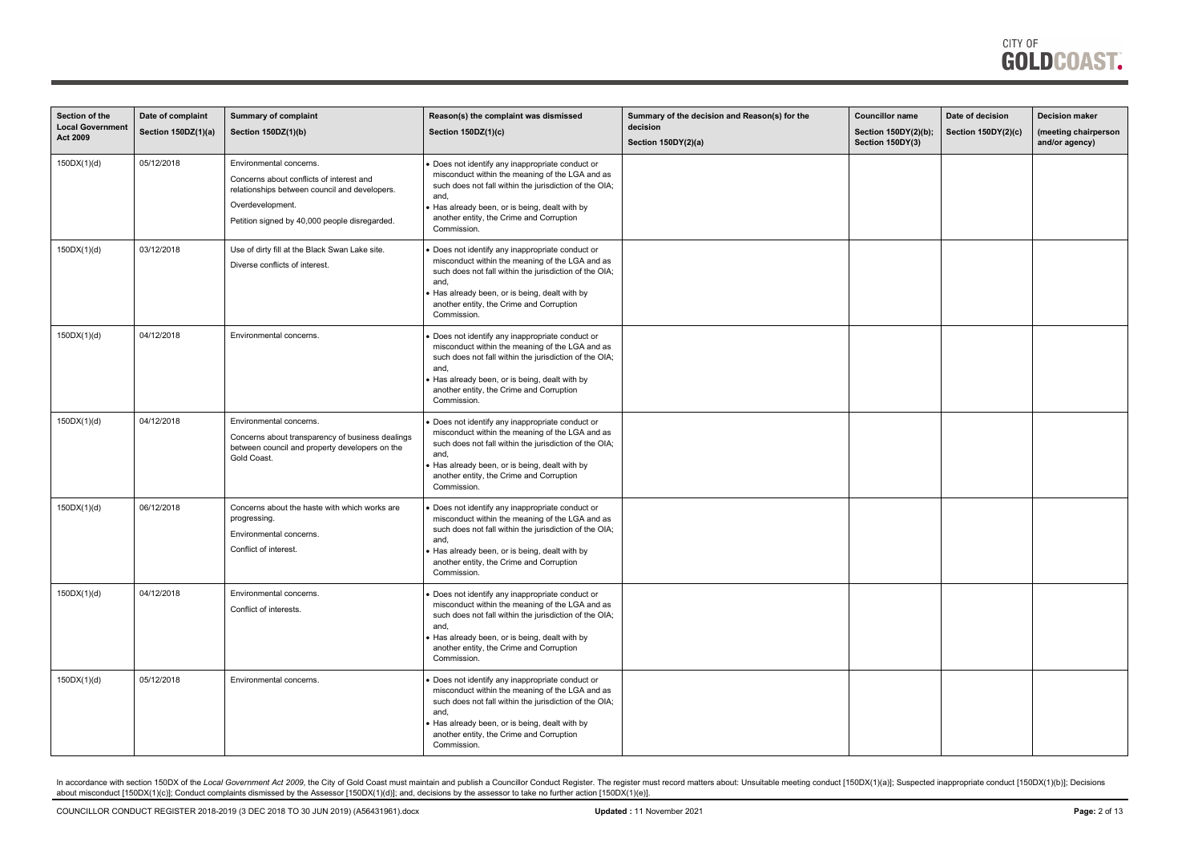| Section of the Local Government Act 2009 | Date of complaint Section 150DZ(1)(a) | Summary of complaint Section 150DZ(1)(b) | Reason(s) the complaint was dismissed Section 150DZ(1)(c) | Summary of the decision and Reason(s) for the decision Section 150DY(2)(a) | Councillor name Section 150DY(2)(b); Section 150DY(3) | Date of decision Section 150DY(2)(c) | Decision maker (meeting chairperson and/or agency) |
|---|---|---|---|---|---|---|---|
| 150DX(1)(d) | 05/12/2018 | Environmental concerns.<br>Concerns about conflicts of interest and relationships between council and developers.<br>Overdevelopment.<br>Petition signed by 40,000 people disregarded. | • Does not identify any inappropriate conduct or misconduct within the meaning of the LGA and as such does not fall within the jurisdiction of the OIA; and,<br>• Has already been, or is being, dealt with by another entity, the Crime and Corruption Commission. | | | | |
| 150DX(1)(d) | 03/12/2018 | Use of dirty fill at the Black Swan Lake site.<br>Diverse conflicts of interest. | • Does not identify any inappropriate conduct or misconduct within the meaning of the LGA and as such does not fall within the jurisdiction of the OIA; and,<br>• Has already been, or is being, dealt with by another entity, the Crime and Corruption Commission. | | | | |
| 150DX(1)(d) | 04/12/2018 | Environmental concerns. | • Does not identify any inappropriate conduct or misconduct within the meaning of the LGA and as such does not fall within the jurisdiction of the OIA; and,<br>• Has already been, or is being, dealt with by another entity, the Crime and Corruption Commission. | | | | |
| 150DX(1)(d) | 04/12/2018 | Environmental concerns.<br>Concerns about transparency of business dealings between council and property developers on the Gold Coast. | • Does not identify any inappropriate conduct or misconduct within the meaning of the LGA and as such does not fall within the jurisdiction of the OIA; and,<br>• Has already been, or is being, dealt with by another entity, the Crime and Corruption Commission. | | | | |
| 150DX(1)(d) | 06/12/2018 | Concerns about the haste with which works are progressing.<br>Environmental concerns.<br>Conflict of interest. | • Does not identify any inappropriate conduct or misconduct within the meaning of the LGA and as such does not fall within the jurisdiction of the OIA; and,<br>• Has already been, or is being, dealt with by another entity, the Crime and Corruption Commission. | | | | |
| 150DX(1)(d) | 04/12/2018 | Environmental concerns.<br>Conflict of interests. | • Does not identify any inappropriate conduct or misconduct within the meaning of the LGA and as such does not fall within the jurisdiction of the OIA; and,<br>• Has already been, or is being, dealt with by another entity, the Crime and Corruption Commission. | | | | |
| 150DX(1)(d) | 05/12/2018 | Environmental concerns. | • Does not identify any inappropriate conduct or misconduct within the meaning of the LGA and as such does not fall within the jurisdiction of the OIA; and,<br>• Has already been, or is being, dealt with by another entity, the Crime and Corruption Commission. | | | | |

In accordance with section 150DX of the *Local Government Act 2009*, the City of Gold Coast must maintain and publish a Councillor Conduct Register. The register must record matters about: Unsuitable meeting conduct [150DX(1)(a)]; Suspected inappropriate conduct [150DX(1)(b)]; Decisions about misconduct [150DX(1)(c)]; Conduct complaints dismissed by the Assessor [150DX(1)(d)]; and, decisions by the assessor to take no further action [150DX(1)(e)].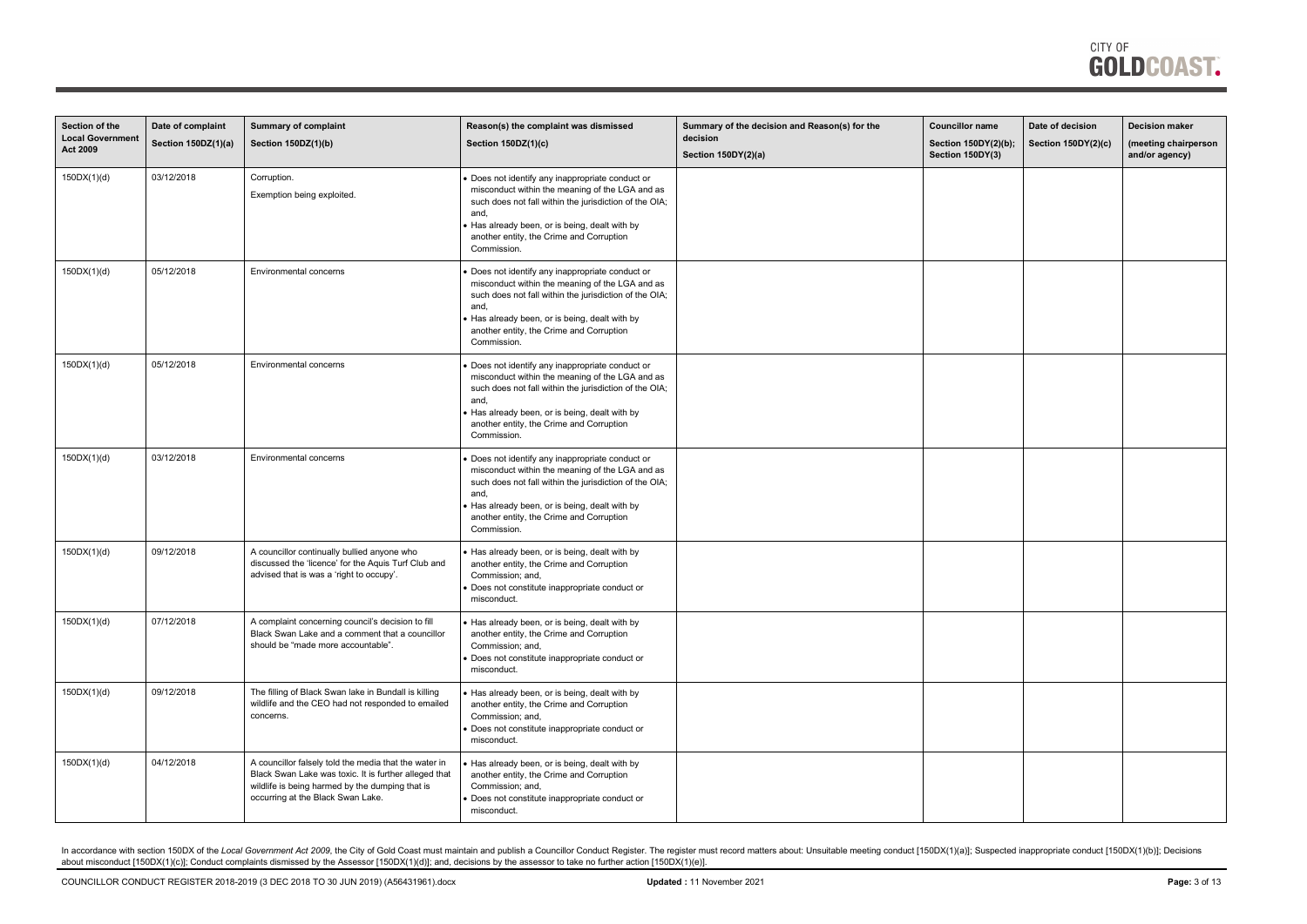| Section of the Local Government Act 2009 | Date of complaint Section 150DZ(1)(a) | Summary of complaint Section 150DZ(1)(b) | Reason(s) the complaint was dismissed Section 150DZ(1)(c) | Summary of the decision and Reason(s) for the decision Section 150DY(2)(a) | Councillor name Section 150DY(2)(b); Section 150DY(3) | Date of decision Section 150DY(2)(c) | Decision maker (meeting chairperson and/or agency) |
|---|---|---|---|---|---|---|---|
| 150DX(1)(d) | 03/12/2018 | Corruption.<br>Exemption being exploited. | • Does not identify any inappropriate conduct or misconduct within the meaning of the LGA and as such does not fall within the jurisdiction of the OIA; and,<br>• Has already been, or is being, dealt with by another entity, the Crime and Corruption Commission. | | | | |
| 150DX(1)(d) | 05/12/2018 | Environmental concerns | • Does not identify any inappropriate conduct or misconduct within the meaning of the LGA and as such does not fall within the jurisdiction of the OIA; and,<br>• Has already been, or is being, dealt with by another entity, the Crime and Corruption Commission. | | | | |
| 150DX(1)(d) | 05/12/2018 | Environmental concerns | • Does not identify any inappropriate conduct or misconduct within the meaning of the LGA and as such does not fall within the jurisdiction of the OIA; and,<br>• Has already been, or is being, dealt with by another entity, the Crime and Corruption Commission. | | | | |
| 150DX(1)(d) | 03/12/2018 | Environmental concerns | • Does not identify any inappropriate conduct or misconduct within the meaning of the LGA and as such does not fall within the jurisdiction of the OIA; and,<br>• Has already been, or is being, dealt with by another entity, the Crime and Corruption Commission. | | | | |
| 150DX(1)(d) | 09/12/2018 | A councillor continually bullied anyone who discussed the 'licence' for the Aquis Turf Club and advised that is was a 'right to occupy'. | • Has already been, or is being, dealt with by another entity, the Crime and Corruption Commission; and,<br>• Does not constitute inappropriate conduct or misconduct. | | | | |
| 150DX(1)(d) | 07/12/2018 | A complaint concerning council's decision to fill Black Swan Lake and a comment that a councillor should be "made more accountable". | • Has already been, or is being, dealt with by another entity, the Crime and Corruption Commission; and,<br>• Does not constitute inappropriate conduct or misconduct. | | | | |
| 150DX(1)(d) | 09/12/2018 | The filling of Black Swan lake in Bundall is killing wildlife and the CEO had not responded to emailed concerns. | • Has already been, or is being, dealt with by another entity, the Crime and Corruption Commission; and,<br>• Does not constitute inappropriate conduct or misconduct. | | | | |
| 150DX(1)(d) | 04/12/2018 | A councillor falsely told the media that the water in Black Swan Lake was toxic. It is further alleged that wildlife is being harmed by the dumping that is occurring at the Black Swan Lake. | • Has already been, or is being, dealt with by another entity, the Crime and Corruption Commission; and,<br>• Does not constitute inappropriate conduct or misconduct. | | | | |

In accordance with section 150DX of the *Local Government Act 2009*, the City of Gold Coast must maintain and publish a Councillor Conduct Register. The register must record matters about: Unsuitable meeting conduct [150DX(1)(a)]; Suspected inappropriate conduct [150DX(1)(b)]; Decisions about misconduct [150DX(1)(c)]; Conduct complaints dismissed by the Assessor [150DX(1)(d)]; and, decisions by the assessor to take no further action [150DX(1)(e)].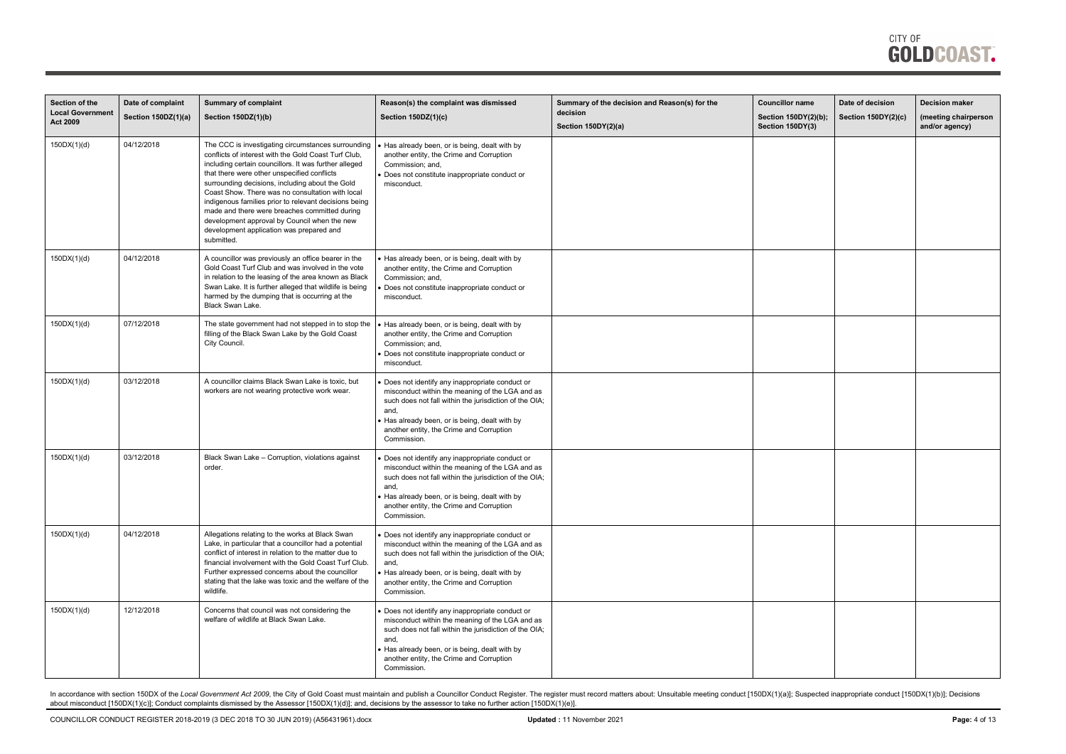| Section of the Local Government Act 2009 | Date of complaint Section 150DZ(1)(a) | Summary of complaint Section 150DZ(1)(b) | Reason(s) the complaint was dismissed Section 150DZ(1)(c) | Summary of the decision and Reason(s) for the decision Section 150DY(2)(a) | Councillor name Section 150DY(2)(b); Section 150DY(3) | Date of decision Section 150DY(2)(c) | Decision maker (meeting chairperson and/or agency) |
|---|---|---|---|---|---|---|---|
| 150DX(1)(d) | 04/12/2018 | The CCC is investigating circumstances surrounding conflicts of interest with the Gold Coast Turf Club, including certain councillors. It was further alleged that there were other unspecified conflicts surrounding decisions, including about the Gold Coast Show. There was no consultation with local indigenous families prior to relevant decisions being made and there were breaches committed during development approval by Council when the new development application was prepared and submitted. | • Has already been, or is being, dealt with by another entity, the Crime and Corruption Commission; and, • Does not constitute inappropriate conduct or misconduct. | | | | |
| 150DX(1)(d) | 04/12/2018 | A councillor was previously an office bearer in the Gold Coast Turf Club and was involved in the vote in relation to the leasing of the area known as Black Swan Lake. It is further alleged that wildlife is being harmed by the dumping that is occurring at the Black Swan Lake. | • Has already been, or is being, dealt with by another entity, the Crime and Corruption Commission; and, • Does not constitute inappropriate conduct or misconduct. | | | | |
| 150DX(1)(d) | 07/12/2018 | The state government had not stepped in to stop the filling of the Black Swan Lake by the Gold Coast City Council. | • Has already been, or is being, dealt with by another entity, the Crime and Corruption Commission; and, • Does not constitute inappropriate conduct or misconduct. | | | | |
| 150DX(1)(d) | 03/12/2018 | A councillor claims Black Swan Lake is toxic, but workers are not wearing protective work wear. | • Does not identify any inappropriate conduct or misconduct within the meaning of the LGA and as such does not fall within the jurisdiction of the OIA; and, • Has already been, or is being, dealt with by another entity, the Crime and Corruption Commission. | | | | |
| 150DX(1)(d) | 03/12/2018 | Black Swan Lake – Corruption, violations against order. | • Does not identify any inappropriate conduct or misconduct within the meaning of the LGA and as such does not fall within the jurisdiction of the OIA; and, • Has already been, or is being, dealt with by another entity, the Crime and Corruption Commission. | | | | |
| 150DX(1)(d) | 04/12/2018 | Allegations relating to the works at Black Swan Lake, in particular that a councillor had a potential conflict of interest in relation to the matter due to financial involvement with the Gold Coast Turf Club. Further expressed concerns about the councillor stating that the lake was toxic and the welfare of the wildlife. | • Does not identify any inappropriate conduct or misconduct within the meaning of the LGA and as such does not fall within the jurisdiction of the OIA; and, • Has already been, or is being, dealt with by another entity, the Crime and Corruption Commission. | | | | |
| 150DX(1)(d) | 12/12/2018 | Concerns that council was not considering the welfare of wildlife at Black Swan Lake. | • Does not identify any inappropriate conduct or misconduct within the meaning of the LGA and as such does not fall within the jurisdiction of the OIA; and, • Has already been, or is being, dealt with by another entity, the Crime and Corruption Commission. | | | | |

In accordance with section 150DX of the *Local Government Act 2009*, the City of Gold Coast must maintain and publish a Councillor Conduct Register. The register must record matters about: Unsuitable meeting conduct [150DX(1)(a)]; Suspected inappropriate conduct [150DX(1)(b)]; Decisions about misconduct [150DX(1)(c)]; Conduct complaints dismissed by the Assessor [150DX(1)(d)]; and, decisions by the assessor to take no further action [150DX(1)(e)].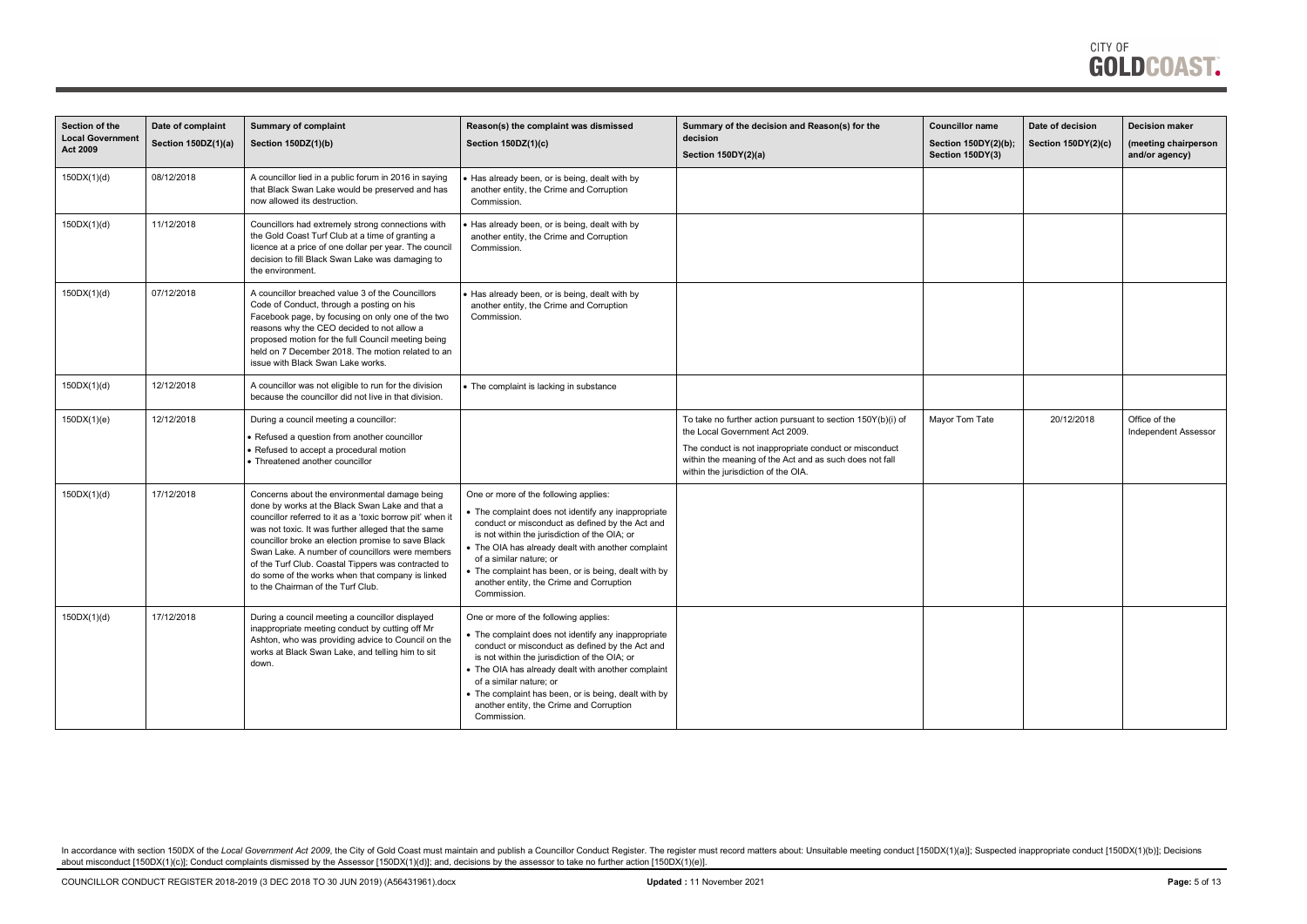| Section of the Local Government Act 2009 | Date of complaint Section 150DZ(1)(a) | Summary of complaint Section 150DZ(1)(b) | Reason(s) the complaint was dismissed Section 150DZ(1)(c) | Summary of the decision and Reason(s) for the decision Section 150DY(2)(a) | Councillor name Section 150DY(2)(b); Section 150DY(3) | Date of decision Section 150DY(2)(c) | Decision maker (meeting chairperson and/or agency) |
|---|---|---|---|---|---|---|---|
| 150DX(1)(d) | 08/12/2018 | A councillor lied in a public forum in 2016 in saying that Black Swan Lake would be preserved and has now allowed its destruction. | • Has already been, or is being, dealt with by another entity, the Crime and Corruption Commission. | | | | |
| 150DX(1)(d) | 11/12/2018 | Councillors had extremely strong connections with the Gold Coast Turf Club at a time of granting a licence at a price of one dollar per year. The council decision to fill Black Swan Lake was damaging to the environment. | • Has already been, or is being, dealt with by another entity, the Crime and Corruption Commission. | | | | |
| 150DX(1)(d) | 07/12/2018 | A councillor breached value 3 of the Councillors Code of Conduct, through a posting on his Facebook page, by focusing on only one of the two reasons why the CEO decided to not allow a proposed motion for the full Council meeting being held on 7 December 2018. The motion related to an issue with Black Swan Lake works. | • Has already been, or is being, dealt with by another entity, the Crime and Corruption Commission. | | | | |
| 150DX(1)(d) | 12/12/2018 | A councillor was not eligible to run for the division because the councillor did not live in that division. | • The complaint is lacking in substance | | | | |
| 150DX(1)(e) | 12/12/2018 | During a council meeting a councillor:<br>• Refused a question from another councillor<br>• Refused to accept a procedural motion<br>• Threatened another councillor | | To take no further action pursuant to section 150Y(b)(i) of the Local Government Act 2009.<br>The conduct is not inappropriate conduct or misconduct within the meaning of the Act and as such does not fall within the jurisdiction of the OIA. | Mayor Tom Tate | 20/12/2018 | Office of the Independent Assessor |
| 150DX(1)(d) | 17/12/2018 | Concerns about the environmental damage being done by works at the Black Swan Lake and that a councillor referred to it as a 'toxic borrow pit' when it was not toxic. It was further alleged that the same councillor broke an election promise to save Black Swan Lake. A number of councillors were members of the Turf Club. Coastal Tippers was contracted to do some of the works when that company is linked to the Chairman of the Turf Club. | One or more of the following applies:<br>• The complaint does not identify any inappropriate conduct or misconduct as defined by the Act and is not within the jurisdiction of the OIA; or<br>• The OIA has already dealt with another complaint of a similar nature; or<br>• The complaint has been, or is being, dealt with by another entity, the Crime and Corruption Commission. | | | | |
| 150DX(1)(d) | 17/12/2018 | During a council meeting a councillor displayed inappropriate meeting conduct by cutting off Mr Ashton, who was providing advice to Council on the works at Black Swan Lake, and telling him to sit down. | One or more of the following applies:<br>• The complaint does not identify any inappropriate conduct or misconduct as defined by the Act and is not within the jurisdiction of the OIA; or<br>• The OIA has already dealt with another complaint of a similar nature; or<br>• The complaint has been, or is being, dealt with by another entity, the Crime and Corruption Commission. | | | | |

In accordance with section 150DX of the *Local Government Act 2009*, the City of Gold Coast must maintain and publish a Councillor Conduct Register. The register must record matters about: Unsuitable meeting conduct [150DX(1)(a)]; Suspected inappropriate conduct [150DX(1)(b)]; Decisions about misconduct [150DX(1)(c)]; Conduct complaints dismissed by the Assessor [150DX(1)(d)]; and, decisions by the assessor to take no further action [150DX(1)(e)].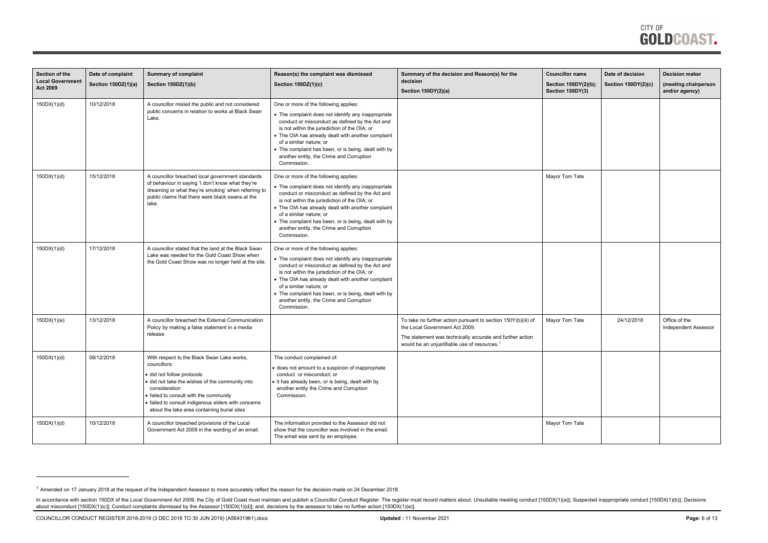| Section of the Local Government Act 2009 | Date of complaint Section 150DZ(1)(a) | Summary of complaint Section 150DZ(1)(b) | Reason(s) the complaint was dismissed Section 150DZ(1)(c) | Summary of the decision and Reason(s) for the decision Section 150DY(2)(a) | Councillor name Section 150DY(2)(b); Section 150DY(3) | Date of decision Section 150DY(2)(c) | Decision maker (meeting chairperson and/or agency) |
|---|---|---|---|---|---|---|---|
| 150DX(1)(d) | 10/12/2018 | A councillor misled the public and not considered public concerns in relation to works at Black Swan Lake. | One or more of the following applies: • The complaint does not identify any inappropriate conduct or misconduct as defined by the Act and is not within the jurisdiction of the OIA; or • The OIA has already dealt with another complaint of a similar nature; or • The complaint has been, or is being, dealt with by another entity, the Crime and Corruption Commission. | | | | |
| 150DX(1)(d) | 15/12/2018 | A councillor breached local government standards of behaviour in saying 'I don't know what they're dreaming or what they're smoking' when referring to public claims that there were black swans at the lake. | One or more of the following applies: • The complaint does not identify any inappropriate conduct or misconduct as defined by the Act and is not within the jurisdiction of the OIA; or • The OIA has already dealt with another complaint of a similar nature; or • The complaint has been, or is being, dealt with by another entity, the Crime and Corruption Commission. | | Mayor Tom Tate | | |
| 150DX(1)(d) | 17/12/2018 | A councillor stated that the land at the Black Swan Lake was needed for the Gold Coast Show when the Gold Coast Show was no longer held at the site. | One or more of the following applies: • The complaint does not identify any inappropriate conduct or misconduct as defined by the Act and is not within the jurisdiction of the OIA; or • The OIA has already dealt with another complaint of a similar nature; or • The complaint has been, or is being, dealt with by another entity, the Crime and Corruption Commission. | | | | |
| 150DX(1)(e) | 13/12/2018 | A councillor breached the External Communication Policy by making a false statement in a media release. | | To take no further action pursuant to section 150Y(b)(iii) of the Local Government Act 2009. The statement was technically accurate and further action would be an unjustifiable use of resources.[1] | Mayor Tom Tate | 24/12/2018 | Office of the Independent Assessor |
| 150DX(1)(d) | 08/12/2018 | With respect to the Black Swan Lake works, councillors: • did not follow protocols • did not take the wishes of the community into consideration • failed to consult with the community • failed to consult indigenous elders with concerns about the lake area containing burial sites | The conduct complained of: • does not amount to a suspicion of inappropriate conduct or misconduct; or • it has already been, or is being, dealt with by another entity the Crime and Corruption Commission. | | | | |
| 150DX(1)(d) | 10/12/2018 | A councillor breached provisions of the Local Government Act 2009 in the wording of an email. | The information provided to the Assessor did not show that the councillor was involved in the email. The email was sent by an employee. | | Mayor Tom Tate | | |

[1] Amended on 17 January 2018 at the request of the Independent Assessor to more accurately reflect the reason for the decision made on 24 December 2018.

In accordance with section 150DX of the *Local Government Act 2009*, the City of Gold Coast must maintain and publish a Councillor Conduct Register. The register must record matters about: Unsuitable meeting conduct [150DX(1)(a)]; Suspected inappropriate conduct [150DX(1)(b)]; Decisions about misconduct [150DX(1)(c)]; Conduct complaints dismissed by the Assessor [150DX(1)(d)]; and, decisions by the assessor to take no further action [150DX(1)(e)].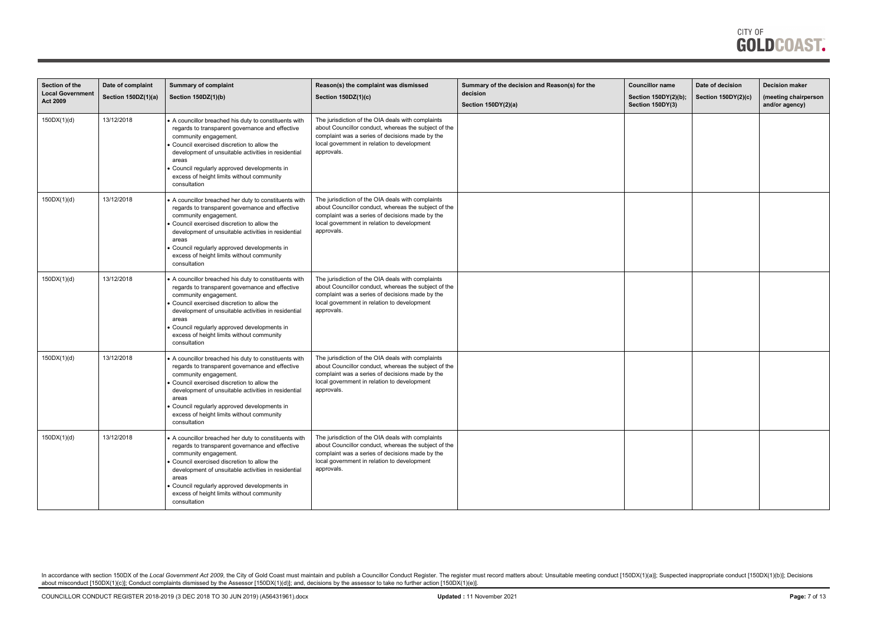| Section of the Local Government Act 2009 | Date of complaint Section 150DZ(1)(a) | Summary of complaint Section 150DZ(1)(b) | Reason(s) the complaint was dismissed Section 150DZ(1)(c) | Summary of the decision and Reason(s) for the decision Section 150DY(2)(a) | Councillor name Section 150DY(2)(b); Section 150DY(3) | Date of decision Section 150DY(2)(c) | Decision maker (meeting chairperson and/or agency) |
|---|---|---|---|---|---|---|---|
| 150DX(1)(d) | 13/12/2018 | • A councillor breached his duty to constituents with regards to transparent governance and effective community engagement.<br>• Council exercised discretion to allow the development of unsuitable activities in residential areas<br>• Council regularly approved developments in excess of height limits without community consultation | The jurisdiction of the OIA deals with complaints about Councillor conduct, whereas the subject of the complaint was a series of decisions made by the local government in relation to development approvals. | | | | |
| 150DX(1)(d) | 13/12/2018 | • A councillor breached her duty to constituents with regards to transparent governance and effective community engagement.<br>• Council exercised discretion to allow the development of unsuitable activities in residential areas<br>• Council regularly approved developments in excess of height limits without community consultation | The jurisdiction of the OIA deals with complaints about Councillor conduct, whereas the subject of the complaint was a series of decisions made by the local government in relation to development approvals. | | | | |
| 150DX(1)(d) | 13/12/2018 | • A councillor breached his duty to constituents with regards to transparent governance and effective community engagement.<br>• Council exercised discretion to allow the development of unsuitable activities in residential areas<br>• Council regularly approved developments in excess of height limits without community consultation | The jurisdiction of the OIA deals with complaints about Councillor conduct, whereas the subject of the complaint was a series of decisions made by the local government in relation to development approvals. | | | | |
| 150DX(1)(d) | 13/12/2018 | • A councillor breached his duty to constituents with regards to transparent governance and effective community engagement.<br>• Council exercised discretion to allow the development of unsuitable activities in residential areas<br>• Council regularly approved developments in excess of height limits without community consultation | The jurisdiction of the OIA deals with complaints about Councillor conduct, whereas the subject of the complaint was a series of decisions made by the local government in relation to development approvals. | | | | |
| 150DX(1)(d) | 13/12/2018 | • A councillor breached her duty to constituents with regards to transparent governance and effective community engagement.<br>• Council exercised discretion to allow the development of unsuitable activities in residential areas<br>• Council regularly approved developments in excess of height limits without community consultation | The jurisdiction of the OIA deals with complaints about Councillor conduct, whereas the subject of the complaint was a series of decisions made by the local government in relation to development approvals. | | | | |

In accordance with section 150DX of the *Local Government Act 2009*, the City of Gold Coast must maintain and publish a Councillor Conduct Register. The register must record matters about: Unsuitable meeting conduct [150DX(1)(a)]; Suspected inappropriate conduct [150DX(1)(b)]; Decisions about misconduct [150DX(1)(c)]; Conduct complaints dismissed by the Assessor [150DX(1)(d)]; and, decisions by the assessor to take no further action [150DX(1)(e)].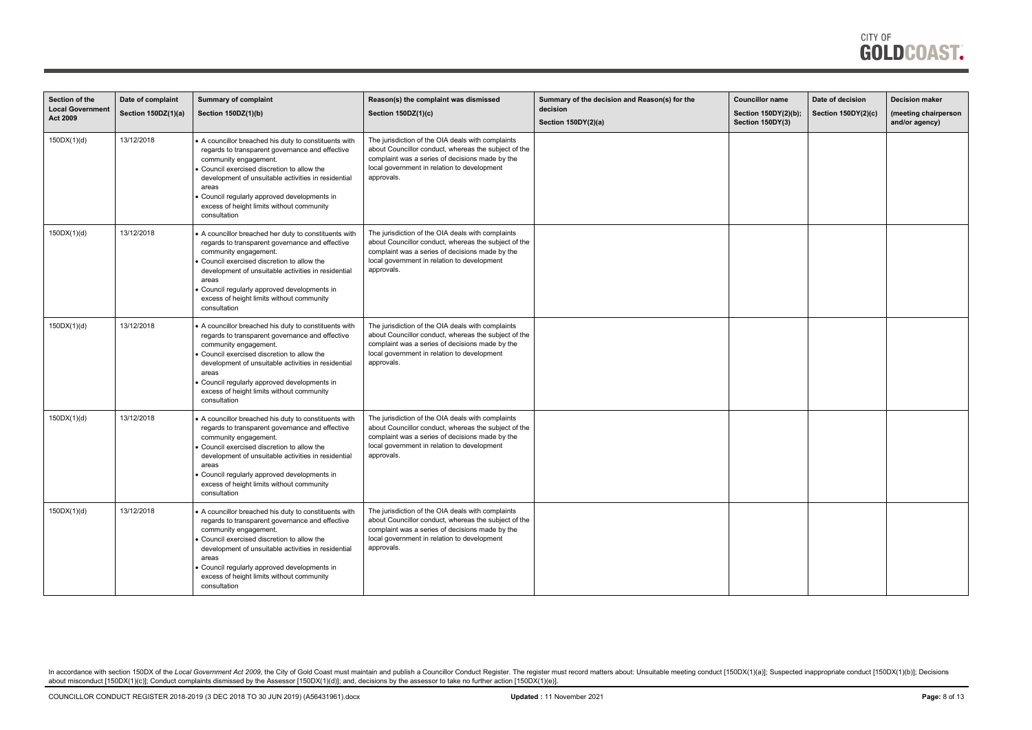| Section of the Local Government Act 2009 | Date of complaint Section 150DZ(1)(a) | Summary of complaint Section 150DZ(1)(b) | Reason(s) the complaint was dismissed Section 150DZ(1)(c) | Summary of the decision and Reason(s) for the decision Section 150DY(2)(a) | Councillor name Section 150DY(2)(b); Section 150DY(3) | Date of decision Section 150DY(2)(c) | Decision maker (meeting chairperson and/or agency) |
|---|---|---|---|---|---|---|---|
| 150DX(1)(d) | 13/12/2018 | • A councillor breached his duty to constituents with regards to transparent governance and effective community engagement.<br>• Council exercised discretion to allow the development of unsuitable activities in residential areas<br>• Council regularly approved developments in excess of height limits without community consultation | The jurisdiction of the OIA deals with complaints about Councillor conduct, whereas the subject of the complaint was a series of decisions made by the local government in relation to development approvals. | | | | |
| 150DX(1)(d) | 13/12/2018 | • A councillor breached her duty to constituents with regards to transparent governance and effective community engagement.<br>• Council exercised discretion to allow the development of unsuitable activities in residential areas<br>• Council regularly approved developments in excess of height limits without community consultation | The jurisdiction of the OIA deals with complaints about Councillor conduct, whereas the subject of the complaint was a series of decisions made by the local government in relation to development approvals. | | | | |
| 150DX(1)(d) | 13/12/2018 | • A councillor breached his duty to constituents with regards to transparent governance and effective community engagement.<br>• Council exercised discretion to allow the development of unsuitable activities in residential areas<br>• Council regularly approved developments in excess of height limits without community consultation | The jurisdiction of the OIA deals with complaints about Councillor conduct, whereas the subject of the complaint was a series of decisions made by the local government in relation to development approvals. | | | | |
| 150DX(1)(d) | 13/12/2018 | • A councillor breached his duty to constituents with regards to transparent governance and effective community engagement.<br>• Council exercised discretion to allow the development of unsuitable activities in residential areas<br>• Council regularly approved developments in excess of height limits without community consultation | The jurisdiction of the OIA deals with complaints about Councillor conduct, whereas the subject of the complaint was a series of decisions made by the local government in relation to development approvals. | | | | |
| 150DX(1)(d) | 13/12/2018 | • A councillor breached his duty to constituents with regards to transparent governance and effective community engagement.<br>• Council exercised discretion to allow the development of unsuitable activities in residential areas<br>• Council regularly approved developments in excess of height limits without community consultation | The jurisdiction of the OIA deals with complaints about Councillor conduct, whereas the subject of the complaint was a series of decisions made by the local government in relation to development approvals. | | | | |

In accordance with section 150DX of the *Local Government Act 2009*, the City of Gold Coast must maintain and publish a Councillor Conduct Register. The register must record matters about: Unsuitable meeting conduct [150DX(1)(a)]; Suspected inappropriate conduct [150DX(1)(b)]; Decisions about misconduct [150DX(1)(c)]; Conduct complaints dismissed by the Assessor [150DX(1)(d)]; and, decisions by the assessor to take no further action [150DX(1)(e)].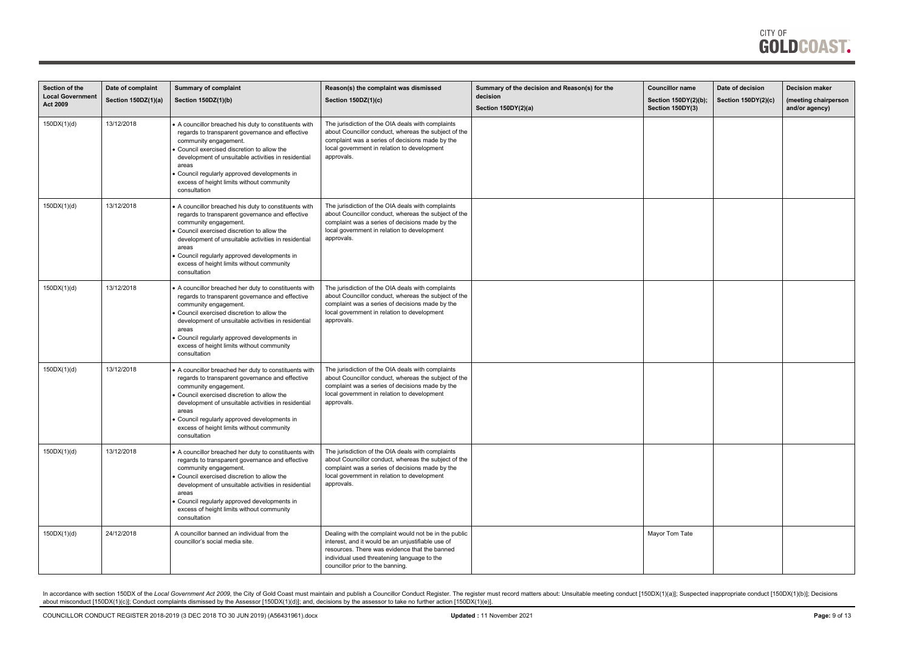| Section of the Local Government Act 2009 | Date of complaint Section 150DZ(1)(a) | Summary of complaint Section 150DZ(1)(b) | Reason(s) the complaint was dismissed Section 150DZ(1)(c) | Summary of the decision and Reason(s) for the decision Section 150DY(2)(a) | Councillor name Section 150DY(2)(b); Section 150DY(3) | Date of decision Section 150DY(2)(c) | Decision maker (meeting chairperson and/or agency) |
|---|---|---|---|---|---|---|---|
| 150DX(1)(d) | 13/12/2018 | • A councillor breached his duty to constituents with regards to transparent governance and effective community engagement.<br>• Council exercised discretion to allow the development of unsuitable activities in residential areas<br>• Council regularly approved developments in excess of height limits without community consultation | The jurisdiction of the OIA deals with complaints about Councillor conduct, whereas the subject of the complaint was a series of decisions made by the local government in relation to development approvals. | | | | |
| 150DX(1)(d) | 13/12/2018 | • A councillor breached his duty to constituents with regards to transparent governance and effective community engagement.<br>• Council exercised discretion to allow the development of unsuitable activities in residential areas<br>• Council regularly approved developments in excess of height limits without community consultation | The jurisdiction of the OIA deals with complaints about Councillor conduct, whereas the subject of the complaint was a series of decisions made by the local government in relation to development approvals. | | | | |
| 150DX(1)(d) | 13/12/2018 | • A councillor breached her duty to constituents with regards to transparent governance and effective community engagement.<br>• Council exercised discretion to allow the development of unsuitable activities in residential areas<br>• Council regularly approved developments in excess of height limits without community consultation | The jurisdiction of the OIA deals with complaints about Councillor conduct, whereas the subject of the complaint was a series of decisions made by the local government in relation to development approvals. | | | | |
| 150DX(1)(d) | 13/12/2018 | • A councillor breached her duty to constituents with regards to transparent governance and effective community engagement.<br>• Council exercised discretion to allow the development of unsuitable activities in residential areas<br>• Council regularly approved developments in excess of height limits without community consultation | The jurisdiction of the OIA deals with complaints about Councillor conduct, whereas the subject of the complaint was a series of decisions made by the local government in relation to development approvals. | | | | |
| 150DX(1)(d) | 13/12/2018 | • A councillor breached her duty to constituents with regards to transparent governance and effective community engagement.<br>• Council exercised discretion to allow the development of unsuitable activities in residential areas<br>• Council regularly approved developments in excess of height limits without community consultation | The jurisdiction of the OIA deals with complaints about Councillor conduct, whereas the subject of the complaint was a series of decisions made by the local government in relation to development approvals. | | | | |
| 150DX(1)(d) | 24/12/2018 | A councillor banned an individual from the councillor's social media site. | Dealing with the complaint would not be in the public interest, and it would be an unjustifiable use of resources. There was evidence that the banned individual used threatening language to the councillor prior to the banning. | | Mayor Tom Tate | | |

In accordance with section 150DX of the *Local Government Act 2009*, the City of Gold Coast must maintain and publish a Councillor Conduct Register. The register must record matters about: Unsuitable meeting conduct [150DX(1)(a)]; Suspected inappropriate conduct [150DX(1)(b)]; Decisions about misconduct [150DX(1)(c)]; Conduct complaints dismissed by the Assessor [150DX(1)(d)]; and, decisions by the assessor to take no further action [150DX(1)(e)].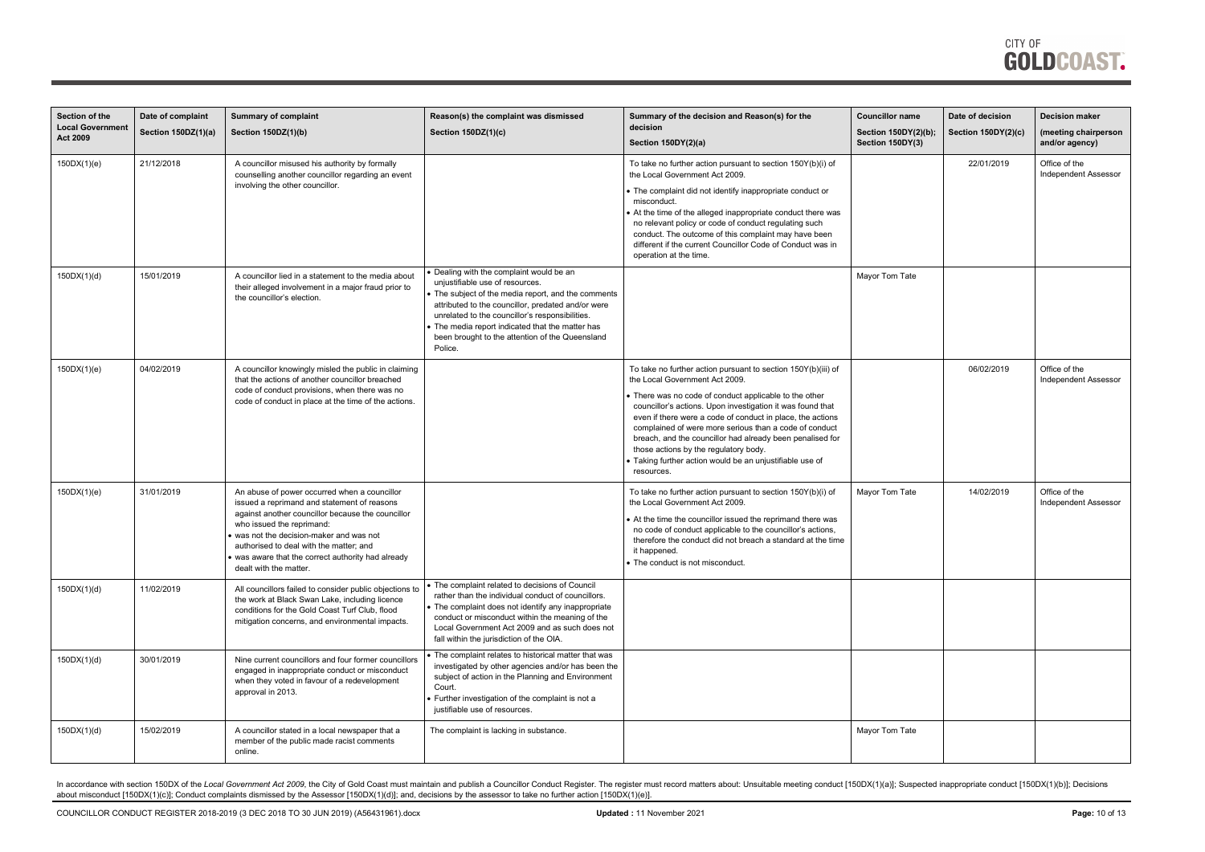| Section of the Local Government Act 2009 | Date of complaint Section 150DZ(1)(a) | Summary of complaint Section 150DZ(1)(b) | Reason(s) the complaint was dismissed Section 150DZ(1)(c) | Summary of the decision and Reason(s) for the decision Section 150DY(2)(a) | Councillor name Section 150DY(2)(b); Section 150DY(3) | Date of decision Section 150DY(2)(c) | Decision maker (meeting chairperson and/or agency) |
|---|---|---|---|---|---|---|---|
| 150DX(1)(e) | 21/12/2018 | A councillor misused his authority by formally counselling another councillor regarding an event involving the other councillor. | | To take no further action pursuant to section 150Y(b)(i) of the Local Government Act 2009.<br>• The complaint did not identify inappropriate conduct or misconduct.<br>• At the time of the alleged inappropriate conduct there was no relevant policy or code of conduct regulating such conduct. The outcome of this complaint may have been different if the current Councillor Code of Conduct was in operation at the time. | | 22/01/2019 | Office of the Independent Assessor |
| 150DX(1)(d) | 15/01/2019 | A councillor lied in a statement to the media about their alleged involvement in a major fraud prior to the councillor's election. | • Dealing with the complaint would be an unjustifiable use of resources.<br>• The subject of the media report, and the comments attributed to the councillor, predated and/or were unrelated to the councillor's responsibilities.<br>• The media report indicated that the matter has been brought to the attention of the Queensland Police. | | Mayor Tom Tate | | |
| 150DX(1)(e) | 04/02/2019 | A councillor knowingly misled the public in claiming that the actions of another councillor breached code of conduct provisions, when there was no code of conduct in place at the time of the actions. | | To take no further action pursuant to section 150Y(b)(iii) of the Local Government Act 2009.<br>• There was no code of conduct applicable to the other councillor's actions. Upon investigation it was found that even if there were a code of conduct in place, the actions complained of were more serious than a code of conduct breach, and the councillor had already been penalised for those actions by the regulatory body.<br>• Taking further action would be an unjustifiable use of resources. | | 06/02/2019 | Office of the Independent Assessor |
| 150DX(1)(e) | 31/01/2019 | An abuse of power occurred when a councillor issued a reprimand and statement of reasons against another councillor because the councillor who issued the reprimand:<br>• was not the decision-maker and was not authorised to deal with the matter; and<br>• was aware that the correct authority had already dealt with the matter. | | To take no further action pursuant to section 150Y(b)(i) of the Local Government Act 2009.<br>• At the time the councillor issued the reprimand there was no code of conduct applicable to the councillor's actions, therefore the conduct did not breach a standard at the time it happened.<br>• The conduct is not misconduct. | Mayor Tom Tate | 14/02/2019 | Office of the Independent Assessor |
| 150DX(1)(d) | 11/02/2019 | All councillors failed to consider public objections to the work at Black Swan Lake, including licence conditions for the Gold Coast Turf Club, flood mitigation concerns, and environmental impacts. | • The complaint related to decisions of Council rather than the individual conduct of councillors.<br>• The complaint does not identify any inappropriate conduct or misconduct within the meaning of the Local Government Act 2009 and as such does not fall within the jurisdiction of the OIA. | | | | |
| 150DX(1)(d) | 30/01/2019 | Nine current councillors and four former councillors engaged in inappropriate conduct or misconduct when they voted in favour of a redevelopment approval in 2013. | • The complaint relates to historical matter that was investigated by other agencies and/or has been the subject of action in the Planning and Environment Court.<br>• Further investigation of the complaint is not a justifiable use of resources. | | | | |
| 150DX(1)(d) | 15/02/2019 | A councillor stated in a local newspaper that a member of the public made racist comments online. | The complaint is lacking in substance. | | Mayor Tom Tate | | |

In accordance with section 150DX of the *Local Government Act 2009*, the City of Gold Coast must maintain and publish a Councillor Conduct Register. The register must record matters about: Unsuitable meeting conduct [150DX(1)(a)]; Suspected inappropriate conduct [150DX(1)(b)]; Decisions about misconduct [150DX(1)(c)]; Conduct complaints dismissed by the Assessor [150DX(1)(d)]; and, decisions by the assessor to take no further action [150DX(1)(e)].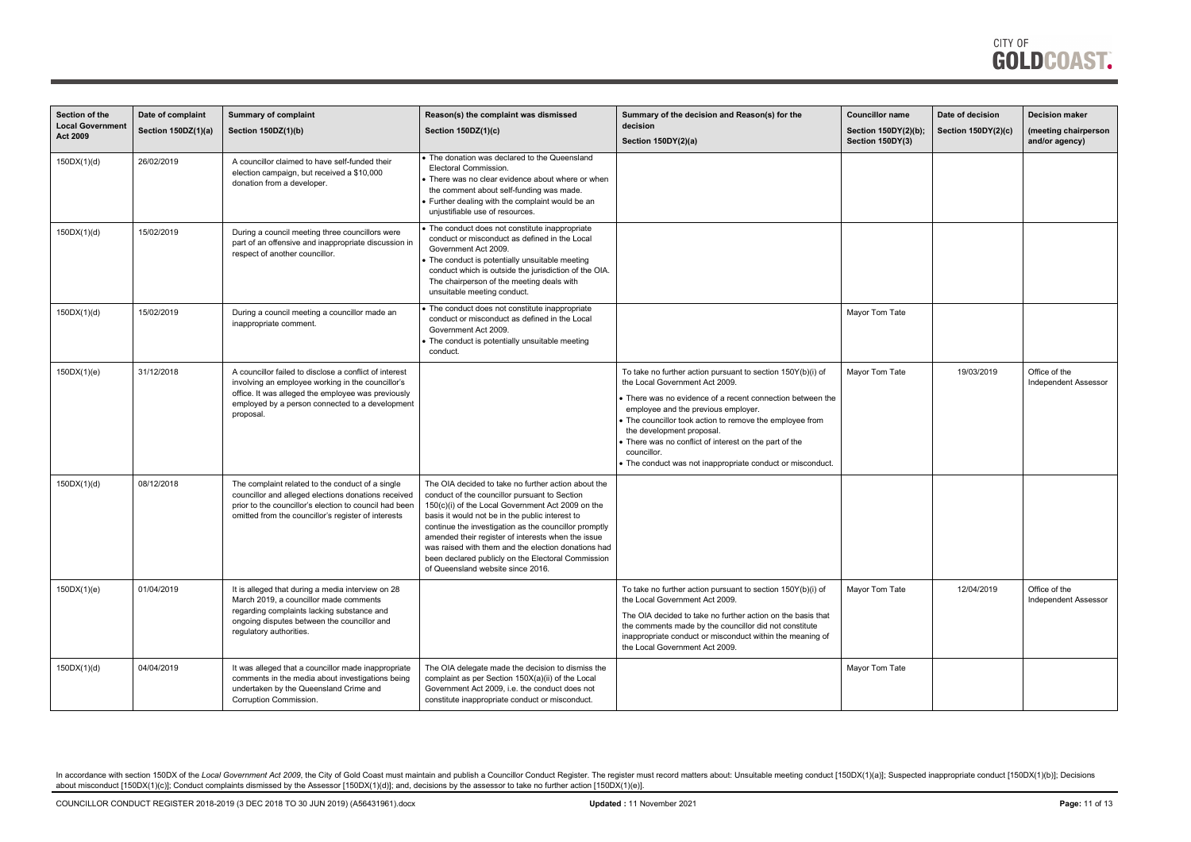| Section of the Local Government Act 2009 | Date of complaint Section 150DZ(1)(a) | Summary of complaint Section 150DZ(1)(b) | Reason(s) the complaint was dismissed Section 150DZ(1)(c) | Summary of the decision and Reason(s) for the decision Section 150DY(2)(a) | Councillor name Section 150DY(2)(b); Section 150DY(3) | Date of decision Section 150DY(2)(c) | Decision maker (meeting chairperson and/or agency) |
|---|---|---|---|---|---|---|---|
| 150DX(1)(d) | 26/02/2019 | A councillor claimed to have self-funded their election campaign, but received a $10,000 donation from a developer. | • The donation was declared to the Queensland Electoral Commission.<br>• There was no clear evidence about where or when the comment about self-funding was made.<br>• Further dealing with the complaint would be an unjustifiable use of resources. | | | | |
| 150DX(1)(d) | 15/02/2019 | During a council meeting three councillors were part of an offensive and inappropriate discussion in respect of another councillor. | • The conduct does not constitute inappropriate conduct or misconduct as defined in the Local Government Act 2009.<br>• The conduct is potentially unsuitable meeting conduct which is outside the jurisdiction of the OIA. The chairperson of the meeting deals with unsuitable meeting conduct. | | | | |
| 150DX(1)(d) | 15/02/2019 | During a council meeting a councillor made an inappropriate comment. | • The conduct does not constitute inappropriate conduct or misconduct as defined in the Local Government Act 2009.<br>• The conduct is potentially unsuitable meeting conduct. | | Mayor Tom Tate | | |
| 150DX(1)(e) | 31/12/2018 | A councillor failed to disclose a conflict of interest involving an employee working in the councillor's office. It was alleged the employee was previously employed by a person connected to a development proposal. | | To take no further action pursuant to section 150Y(b)(i) of the Local Government Act 2009.<br>• There was no evidence of a recent connection between the employee and the previous employer.<br>• The councillor took action to remove the employee from the development proposal.<br>• There was no conflict of interest on the part of the councillor.<br>• The conduct was not inappropriate conduct or misconduct. | Mayor Tom Tate | 19/03/2019 | Office of the Independent Assessor |
| 150DX(1)(d) | 08/12/2018 | The complaint related to the conduct of a single councillor and alleged elections donations received prior to the councillor's election to council had been omitted from the councillor's register of interests | The OIA decided to take no further action about the conduct of the councillor pursuant to Section 150(c)(i) of the Local Government Act 2009 on the basis it would not be in the public interest to continue the investigation as the councillor promptly amended their register of interests when the issue was raised with them and the election donations had been declared publicly on the Electoral Commission of Queensland website since 2016. | | | | |
| 150DX(1)(e) | 01/04/2019 | It is alleged that during a media interview on 28 March 2019, a councillor made comments regarding complaints lacking substance and ongoing disputes between the councillor and regulatory authorities. | | To take no further action pursuant to section 150Y(b)(i) of the Local Government Act 2009.<br>The OIA decided to take no further action on the basis that the comments made by the councillor did not constitute inappropriate conduct or misconduct within the meaning of the Local Government Act 2009. | Mayor Tom Tate | 12/04/2019 | Office of the Independent Assessor |
| 150DX(1)(d) | 04/04/2019 | It was alleged that a councillor made inappropriate comments in the media about investigations being undertaken by the Queensland Crime and Corruption Commission. | The OIA delegate made the decision to dismiss the complaint as per Section 150X(a)(ii) of the Local Government Act 2009, i.e. the conduct does not constitute inappropriate conduct or misconduct. | | Mayor Tom Tate | | |

In accordance with section 150DX of the *Local Government Act 2009*, the City of Gold Coast must maintain and publish a Councillor Conduct Register. The register must record matters about: Unsuitable meeting conduct [150DX(1)(a)]; Suspected inappropriate conduct [150DX(1)(b)]; Decisions about misconduct [150DX(1)(c)]; Conduct complaints dismissed by the Assessor [150DX(1)(d)]; and, decisions by the assessor to take no further action [150DX(1)(e)].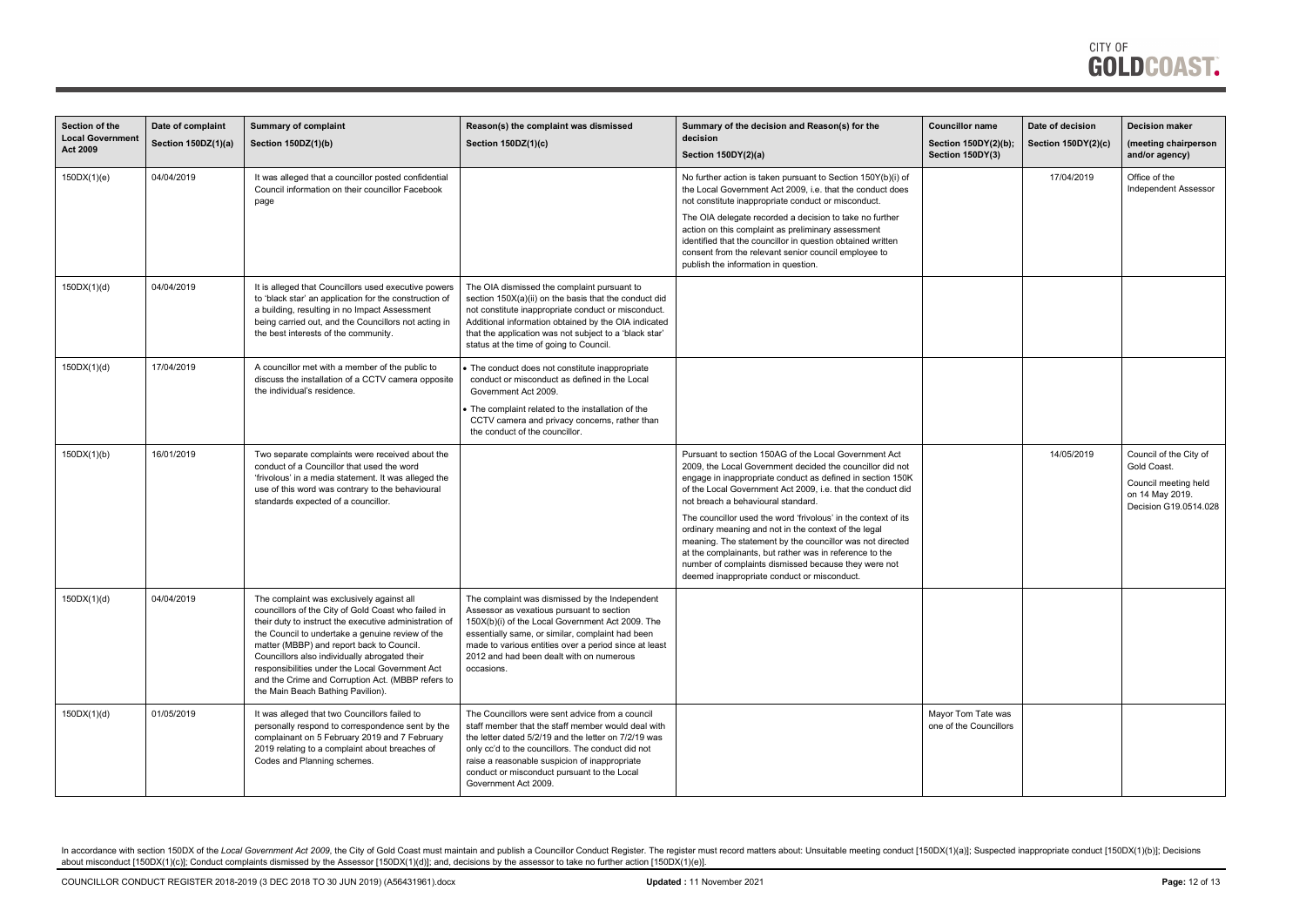| Section of the Local Government Act 2009 | Date of complaint Section 150DZ(1)(a) | Summary of complaint Section 150DZ(1)(b) | Reason(s) the complaint was dismissed Section 150DZ(1)(c) | Summary of the decision and Reason(s) for the decision Section 150DY(2)(a) | Councillor name Section 150DY(2)(b); Section 150DY(3) | Date of decision Section 150DY(2)(c) | Decision maker (meeting chairperson and/or agency) |
|---|---|---|---|---|---|---|---|
| 150DX(1)(e) | 04/04/2019 | It was alleged that a councillor posted confidential Council information on their councillor Facebook page | | No further action is taken pursuant to Section 150Y(b)(i) of the Local Government Act 2009, i.e. that the conduct does not constitute inappropriate conduct or misconduct.<br><br>The OIA delegate recorded a decision to take no further action on this complaint as preliminary assessment identified that the councillor in question obtained written consent from the relevant senior council employee to publish the information in question. | | 17/04/2019 | Office of the Independent Assessor |
| 150DX(1)(d) | 04/04/2019 | It is alleged that Councillors used executive powers to 'black star' an application for the construction of a building, resulting in no Impact Assessment being carried out, and the Councillors not acting in the best interests of the community. | The OIA dismissed the complaint pursuant to section 150X(a)(ii) on the basis that the conduct did not constitute inappropriate conduct or misconduct. Additional information obtained by the OIA indicated that the application was not subject to a 'black star' status at the time of going to Council. | | | | |
| 150DX(1)(d) | 17/04/2019 | A councillor met with a member of the public to discuss the installation of a CCTV camera opposite the individual's residence. | • The conduct does not constitute inappropriate conduct or misconduct as defined in the Local Government Act 2009.<br>• The complaint related to the installation of the CCTV camera and privacy concerns, rather than the conduct of the councillor. | | | | |
| 150DX(1)(b) | 16/01/2019 | Two separate complaints were received about the conduct of a Councillor that used the word 'frivolous' in a media statement. It was alleged the use of this word was contrary to the behavioural standards expected of a councillor. | | Pursuant to section 150AG of the Local Government Act 2009, the Local Government decided the councillor did not engage in inappropriate conduct as defined in section 150K of the Local Government Act 2009, i.e. that the conduct did not breach a behavioural standard.<br><br>The councillor used the word 'frivolous' in the context of its ordinary meaning and not in the context of the legal meaning. The statement by the councillor was not directed at the complainants, but rather was in reference to the number of complaints dismissed because they were not deemed inappropriate conduct or misconduct. | | 14/05/2019 | Council of the City of Gold Coast.<br><br>Council meeting held on 14 May 2019. Decision G19.0514.028 |
| 150DX(1)(d) | 04/04/2019 | The complaint was exclusively against all councillors of the City of Gold Coast who failed in their duty to instruct the executive administration of the Council to undertake a genuine review of the matter (MBBP) and report back to Council. Councillors also individually abrogated their responsibilities under the Local Government Act and the Crime and Corruption Act. (MBBP refers to the Main Beach Bathing Pavilion). | The complaint was dismissed by the Independent Assessor as vexatious pursuant to section 150X(b)(i) of the Local Government Act 2009. The essentially same, or similar, complaint had been made to various entities over a period since at least 2012 and had been dealt with on numerous occasions. | | | | |
| 150DX(1)(d) | 01/05/2019 | It was alleged that two Councillors failed to personally respond to correspondence sent by the complainant on 5 February 2019 and 7 February 2019 relating to a complaint about breaches of Codes and Planning schemes. | The Councillors were sent advice from a council staff member that the staff member would deal with the letter dated 5/2/19 and the letter on 7/2/19 was only cc'd to the councillors. The conduct did not raise a reasonable suspicion of inappropriate conduct or misconduct pursuant to the Local Government Act 2009. | | Mayor Tom Tate was one of the Councillors | | |

In accordance with section 150DX of the *Local Government Act 2009*, the City of Gold Coast must maintain and publish a Councillor Conduct Register. The register must record matters about: Unsuitable meeting conduct [150DX(1)(a)]; Suspected inappropriate conduct [150DX(1)(b)]; Decisions about misconduct [150DX(1)(c)]; Conduct complaints dismissed by the Assessor [150DX(1)(d)]; and, decisions by the assessor to take no further action [150DX(1)(e)].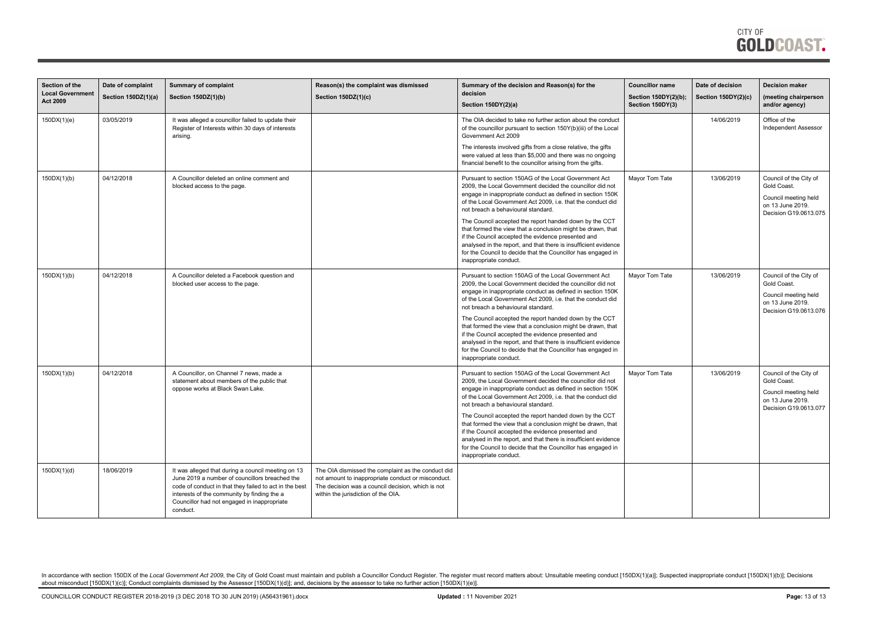| Section of the Local Government Act 2009 | Date of complaint Section 150DZ(1)(a) | Summary of complaint Section 150DZ(1)(b) | Reason(s) the complaint was dismissed Section 150DZ(1)(c) | Summary of the decision and Reason(s) for the decision Section 150DY(2)(a) | Councillor name Section 150DY(2)(b); Section 150DY(3) | Date of decision Section 150DY(2)(c) | Decision maker (meeting chairperson and/or agency) |
|---|---|---|---|---|---|---|---|
| 150DX(1)(e) | 03/05/2019 | It was alleged a councillor failed to update their Register of Interests within 30 days of interests arising. | | The OIA decided to take no further action about the conduct of the councillor pursuant to section 150Y(b)(iii) of the Local Government Act 2009<br><br>The interests involved gifts from a close relative, the gifts were valued at less than $5,000 and there was no ongoing financial benefit to the councillor arising from the gifts. | | 14/06/2019 | Office of the Independent Assessor |
| 150DX(1)(b) | 04/12/2018 | A Councillor deleted an online comment and blocked access to the page. | | Pursuant to section 150AG of the Local Government Act 2009, the Local Government decided the councillor did not engage in inappropriate conduct as defined in section 150K of the Local Government Act 2009, i.e. that the conduct did not breach a behavioural standard.<br><br>The Council accepted the report handed down by the CCT that formed the view that a conclusion might be drawn, that if the Council accepted the evidence presented and analysed in the report, and that there is insufficient evidence for the Council to decide that the Councillor has engaged in inappropriate conduct. | Mayor Tom Tate | 13/06/2019 | Council of the City of Gold Coast.<br><br>Council meeting held on 13 June 2019. Decision G19.0613.075 |
| 150DX(1)(b) | 04/12/2018 | A Councillor deleted a Facebook question and blocked user access to the page. | | Pursuant to section 150AG of the Local Government Act 2009, the Local Government decided the councillor did not engage in inappropriate conduct as defined in section 150K of the Local Government Act 2009, i.e. that the conduct did not breach a behavioural standard.<br><br>The Council accepted the report handed down by the CCT that formed the view that a conclusion might be drawn, that if the Council accepted the evidence presented and analysed in the report, and that there is insufficient evidence for the Council to decide that the Councillor has engaged in inappropriate conduct. | Mayor Tom Tate | 13/06/2019 | Council of the City of Gold Coast.<br><br>Council meeting held on 13 June 2019. Decision G19.0613.076 |
| 150DX(1)(b) | 04/12/2018 | A Councillor, on Channel 7 news, made a statement about members of the public that oppose works at Black Swan Lake. | | Pursuant to section 150AG of the Local Government Act 2009, the Local Government decided the councillor did not engage in inappropriate conduct as defined in section 150K of the Local Government Act 2009, i.e. that the conduct did not breach a behavioural standard.<br><br>The Council accepted the report handed down by the CCT that formed the view that a conclusion might be drawn, that if the Council accepted the evidence presented and analysed in the report, and that there is insufficient evidence for the Council to decide that the Councillor has engaged in inappropriate conduct. | Mayor Tom Tate | 13/06/2019 | Council of the City of Gold Coast.<br><br>Council meeting held on 13 June 2019. Decision G19.0613.077 |
| 150DX(1)(d) | 18/06/2019 | It was alleged that during a council meeting on 13 June 2019 a number of councillors breached the code of conduct in that they failed to act in the best interests of the community by finding the a Councillor had not engaged in inappropriate conduct. | The OIA dismissed the complaint as the conduct did not amount to inappropriate conduct or misconduct. The decision was a council decision, which is not within the jurisdiction of the OIA. | | | | |

In accordance with section 150DX of the *Local Government Act 2009*, the City of Gold Coast must maintain and publish a Councillor Conduct Register. The register must record matters about: Unsuitable meeting conduct [150DX(1)(a)]; Suspected inappropriate conduct [150DX(1)(b)]; Decisions about misconduct [150DX(1)(c)]; Conduct complaints dismissed by the Assessor [150DX(1)(d)]; and, decisions by the assessor to take no further action [150DX(1)(e)].